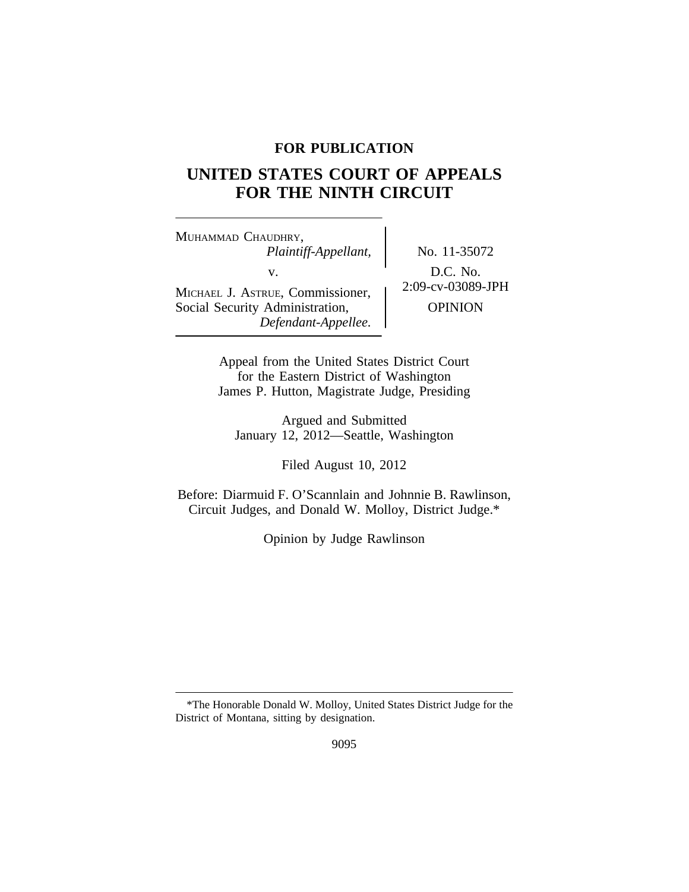**FOR PUBLICATION**

# UNITED STATES COURT OF APPEALS FOR THE NINTH CIRCUIT

MUHAMMAD CHAUDHRY,
*Plaintiff-Appellant,*

v.

MICHAEL J. ASTRUE, Commissioner, Social Security Administration,
*Defendant-Appellee.*

No. 11-35072

D.C. No. 2:09-cv-03089-JPH

OPINION

Appeal from the United States District Court for the Eastern District of Washington
James P. Hutton, Magistrate Judge, Presiding

Argued and Submitted
January 12, 2012—Seattle, Washington

Filed August 10, 2012

Before: Diarmuid F. O'Scannlain and Johnnie B. Rawlinson, Circuit Judges, and Donald W. Molloy, District Judge.*

Opinion by Judge Rawlinson

---

*The Honorable Donald W. Molloy, United States District Judge for the District of Montana, sitting by designation.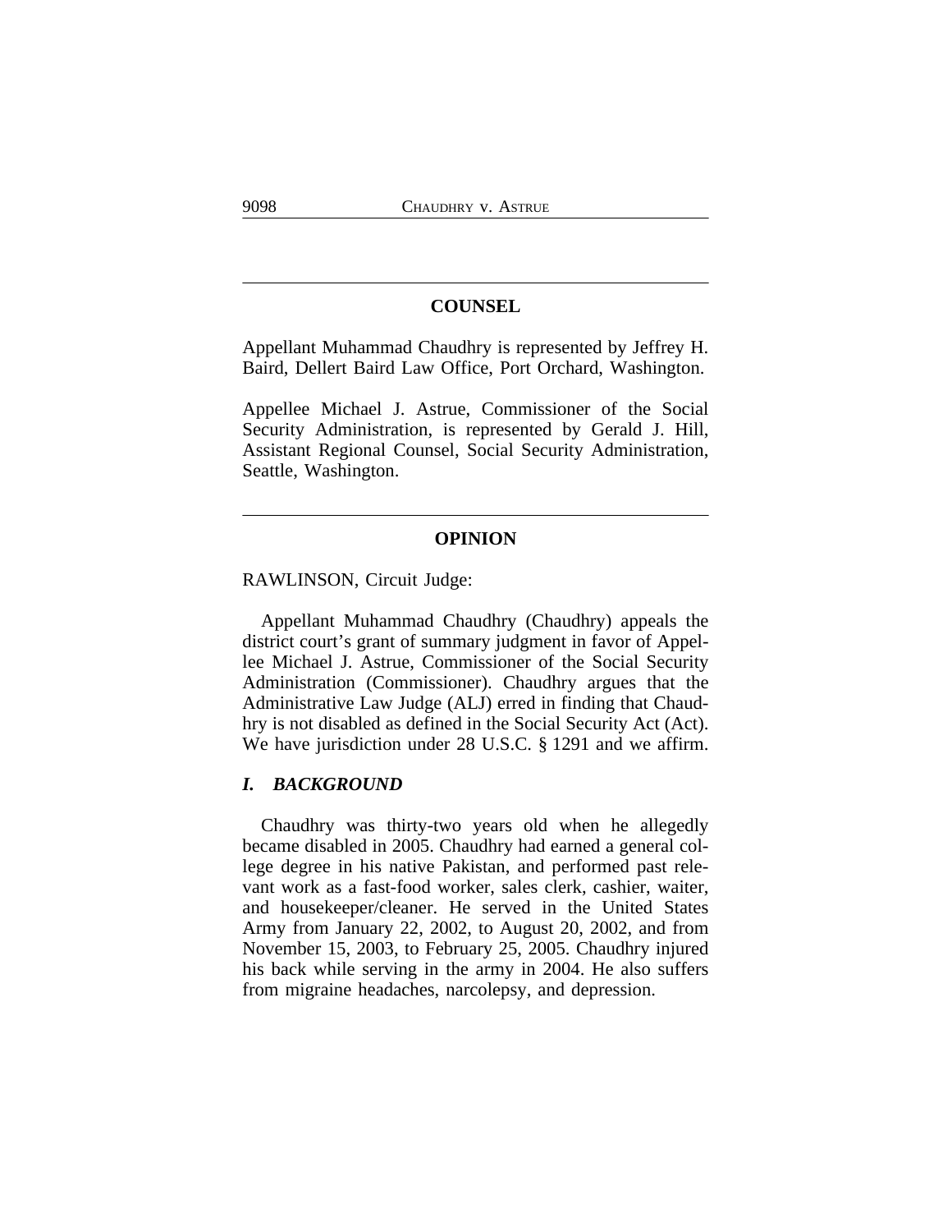## COUNSEL

Appellant Muhammad Chaudhry is represented by Jeffrey H. Baird, Dellert Baird Law Office, Port Orchard, Washington.

Appellee Michael J. Astrue, Commissioner of the Social Security Administration, is represented by Gerald J. Hill, Assistant Regional Counsel, Social Security Administration, Seattle, Washington.

## OPINION

RAWLINSON, Circuit Judge:

Appellant Muhammad Chaudhry (Chaudhry) appeals the district court's grant of summary judgment in favor of Appellee Michael J. Astrue, Commissioner of the Social Security Administration (Commissioner). Chaudhry argues that the Administrative Law Judge (ALJ) erred in finding that Chaudhry is not disabled as defined in the Social Security Act (Act). We have jurisdiction under 28 U.S.C. § 1291 and we affirm.

### *I. BACKGROUND*

Chaudhry was thirty-two years old when he allegedly became disabled in 2005. Chaudhry had earned a general college degree in his native Pakistan, and performed past relevant work as a fast-food worker, sales clerk, cashier, waiter, and housekeeper/cleaner. He served in the United States Army from January 22, 2002, to August 20, 2002, and from November 15, 2003, to February 25, 2005. Chaudhry injured his back while serving in the army in 2004. He also suffers from migraine headaches, narcolepsy, and depression.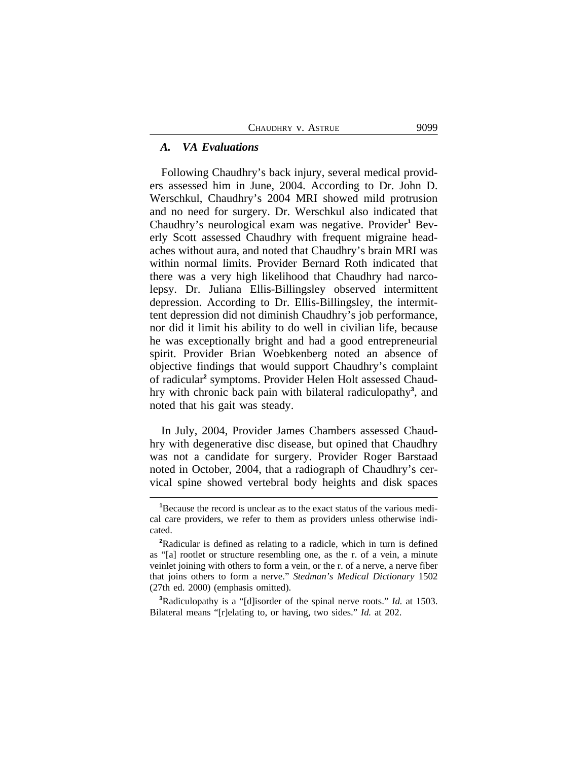### *A. VA Evaluations*

Following Chaudhry's back injury, several medical providers assessed him in June, 2004. According to Dr. John D. Werschkul, Chaudhry's 2004 MRI showed mild protrusion and no need for surgery. Dr. Werschkul also indicated that Chaudhry's neurological exam was negative. Provider[1] Beverly Scott assessed Chaudhry with frequent migraine headaches without aura, and noted that Chaudhry's brain MRI was within normal limits. Provider Bernard Roth indicated that there was a very high likelihood that Chaudhry had narcolepsy. Dr. Juliana Ellis-Billingsley observed intermittent depression. According to Dr. Ellis-Billingsley, the intermittent depression did not diminish Chaudhry's job performance, nor did it limit his ability to do well in civilian life, because he was exceptionally bright and had a good entrepreneurial spirit. Provider Brian Woebkenberg noted an absence of objective findings that would support Chaudhry's complaint of radicular[2] symptoms. Provider Helen Holt assessed Chaudhry with chronic back pain with bilateral radiculopathy[3], and noted that his gait was steady.

In July, 2004, Provider James Chambers assessed Chaudhry with degenerative disc disease, but opined that Chaudhry was not a candidate for surgery. Provider Roger Barstaad noted in October, 2004, that a radiograph of Chaudhry's cervical spine showed vertebral body heights and disk spaces

---

[1]Because the record is unclear as to the exact status of the various medical care providers, we refer to them as providers unless otherwise indicated.

[2]Radicular is defined as relating to a radicle, which in turn is defined as "[a] rootlet or structure resembling one, as the r. of a vein, a minute veinlet joining with others to form a vein, or the r. of a nerve, a nerve fiber that joins others to form a nerve." *Stedman's Medical Dictionary* 1502 (27th ed. 2000) (emphasis omitted).

[3]Radiculopathy is a "[d]isorder of the spinal nerve roots." *Id.* at 1503. Bilateral means "[r]elating to, or having, two sides." *Id.* at 202.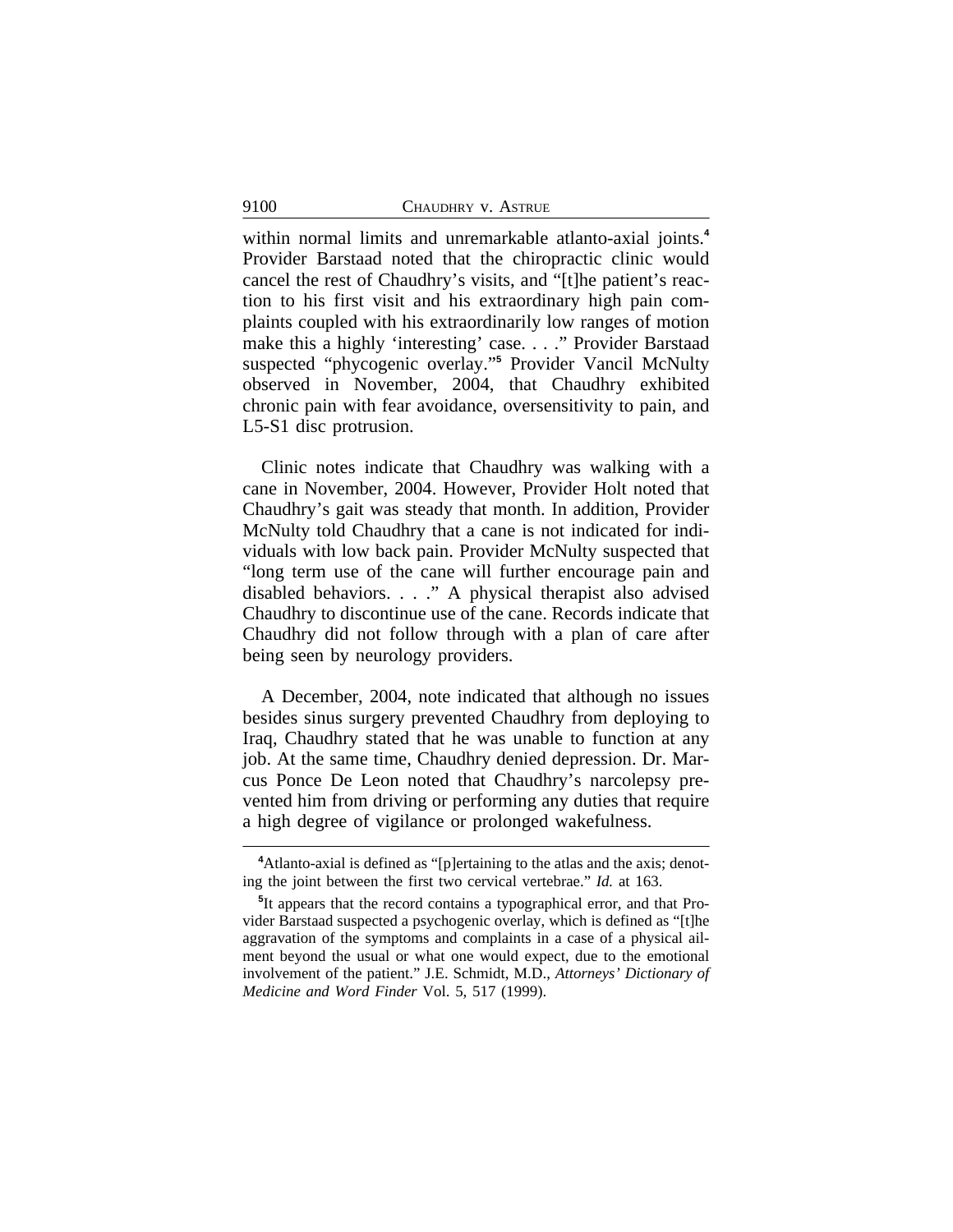within normal limits and unremarkable atlanto-axial joints.[4] Provider Barstaad noted that the chiropractic clinic would cancel the rest of Chaudhry's visits, and "[t]he patient's reaction to his first visit and his extraordinary high pain complaints coupled with his extraordinarily low ranges of motion make this a highly 'interesting' case. . . ." Provider Barstaad suspected "phycogenic overlay."[5] Provider Vancil McNulty observed in November, 2004, that Chaudhry exhibited chronic pain with fear avoidance, oversensitivity to pain, and L5-S1 disc protrusion.

Clinic notes indicate that Chaudhry was walking with a cane in November, 2004. However, Provider Holt noted that Chaudhry's gait was steady that month. In addition, Provider McNulty told Chaudhry that a cane is not indicated for individuals with low back pain. Provider McNulty suspected that "long term use of the cane will further encourage pain and disabled behaviors. . . ." A physical therapist also advised Chaudhry to discontinue use of the cane. Records indicate that Chaudhry did not follow through with a plan of care after being seen by neurology providers.

A December, 2004, note indicated that although no issues besides sinus surgery prevented Chaudhry from deploying to Iraq, Chaudhry stated that he was unable to function at any job. At the same time, Chaudhry denied depression. Dr. Marcus Ponce De Leon noted that Chaudhry's narcolepsy prevented him from driving or performing any duties that require a high degree of vigilance or prolonged wakefulness.

---

[4]Atlanto-axial is defined as "[p]ertaining to the atlas and the axis; denoting the joint between the first two cervical vertebrae." *Id.* at 163.

[5]It appears that the record contains a typographical error, and that Provider Barstaad suspected a psychogenic overlay, which is defined as "[t]he aggravation of the symptoms and complaints in a case of a physical ailment beyond the usual or what one would expect, due to the emotional involvement of the patient." J.E. Schmidt, M.D., *Attorneys' Dictionary of Medicine and Word Finder* Vol. 5, 517 (1999).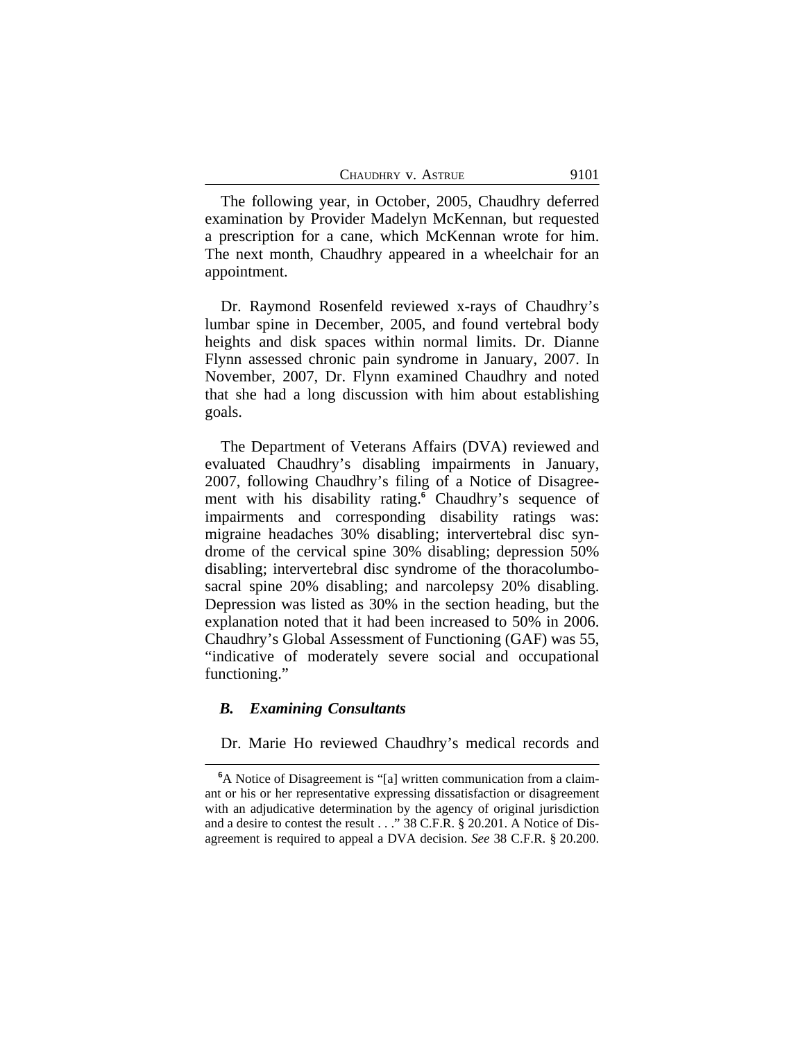The following year, in October, 2005, Chaudhry deferred examination by Provider Madelyn McKennan, but requested a prescription for a cane, which McKennan wrote for him. The next month, Chaudhry appeared in a wheelchair for an appointment.

Dr. Raymond Rosenfeld reviewed x-rays of Chaudhry's lumbar spine in December, 2005, and found vertebral body heights and disk spaces within normal limits. Dr. Dianne Flynn assessed chronic pain syndrome in January, 2007. In November, 2007, Dr. Flynn examined Chaudhry and noted that she had a long discussion with him about establishing goals.

The Department of Veterans Affairs (DVA) reviewed and evaluated Chaudhry's disabling impairments in January, 2007, following Chaudhry's filing of a Notice of Disagreement with his disability rating.[6] Chaudhry's sequence of impairments and corresponding disability ratings was: migraine headaches 30% disabling; intervertebral disc syndrome of the cervical spine 30% disabling; depression 50% disabling; intervertebral disc syndrome of the thoracolumbosacral spine 20% disabling; and narcolepsy 20% disabling. Depression was listed as 30% in the section heading, but the explanation noted that it had been increased to 50% in 2006. Chaudhry's Global Assessment of Functioning (GAF) was 55, "indicative of moderately severe social and occupational functioning."

### *B. Examining Consultants*

Dr. Marie Ho reviewed Chaudhry's medical records and

[6] A Notice of Disagreement is "[a] written communication from a claimant or his or her representative expressing dissatisfaction or disagreement with an adjudicative determination by the agency of original jurisdiction and a desire to contest the result . . ." 38 C.F.R. § 20.201. A Notice of Disagreement is required to appeal a DVA decision. *See* 38 C.F.R. § 20.200.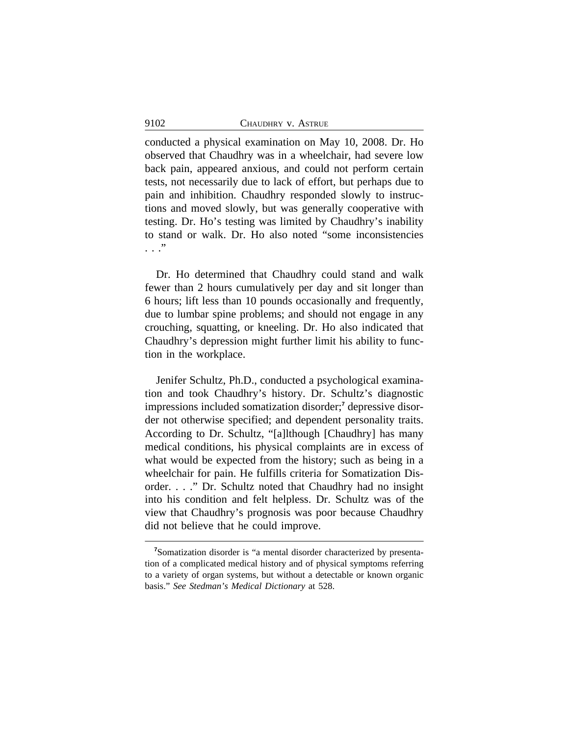conducted a physical examination on May 10, 2008. Dr. Ho observed that Chaudhry was in a wheelchair, had severe low back pain, appeared anxious, and could not perform certain tests, not necessarily due to lack of effort, but perhaps due to pain and inhibition. Chaudhry responded slowly to instructions and moved slowly, but was generally cooperative with testing. Dr. Ho's testing was limited by Chaudhry's inability to stand or walk. Dr. Ho also noted "some inconsistencies . . ."

Dr. Ho determined that Chaudhry could stand and walk fewer than 2 hours cumulatively per day and sit longer than 6 hours; lift less than 10 pounds occasionally and frequently, due to lumbar spine problems; and should not engage in any crouching, squatting, or kneeling. Dr. Ho also indicated that Chaudhry's depression might further limit his ability to function in the workplace.

Jenifer Schultz, Ph.D., conducted a psychological examination and took Chaudhry's history. Dr. Schultz's diagnostic impressions included somatization disorder;[7] depressive disorder not otherwise specified; and dependent personality traits. According to Dr. Schultz, "[a]lthough [Chaudhry] has many medical conditions, his physical complaints are in excess of what would be expected from the history; such as being in a wheelchair for pain. He fulfills criteria for Somatization Disorder. . . ." Dr. Schultz noted that Chaudhry had no insight into his condition and felt helpless. Dr. Schultz was of the view that Chaudhry's prognosis was poor because Chaudhry did not believe that he could improve.

---

[7]Somatization disorder is "a mental disorder characterized by presentation of a complicated medical history and of physical symptoms referring to a variety of organ systems, but without a detectable or known organic basis." *See Stedman's Medical Dictionary* at 528.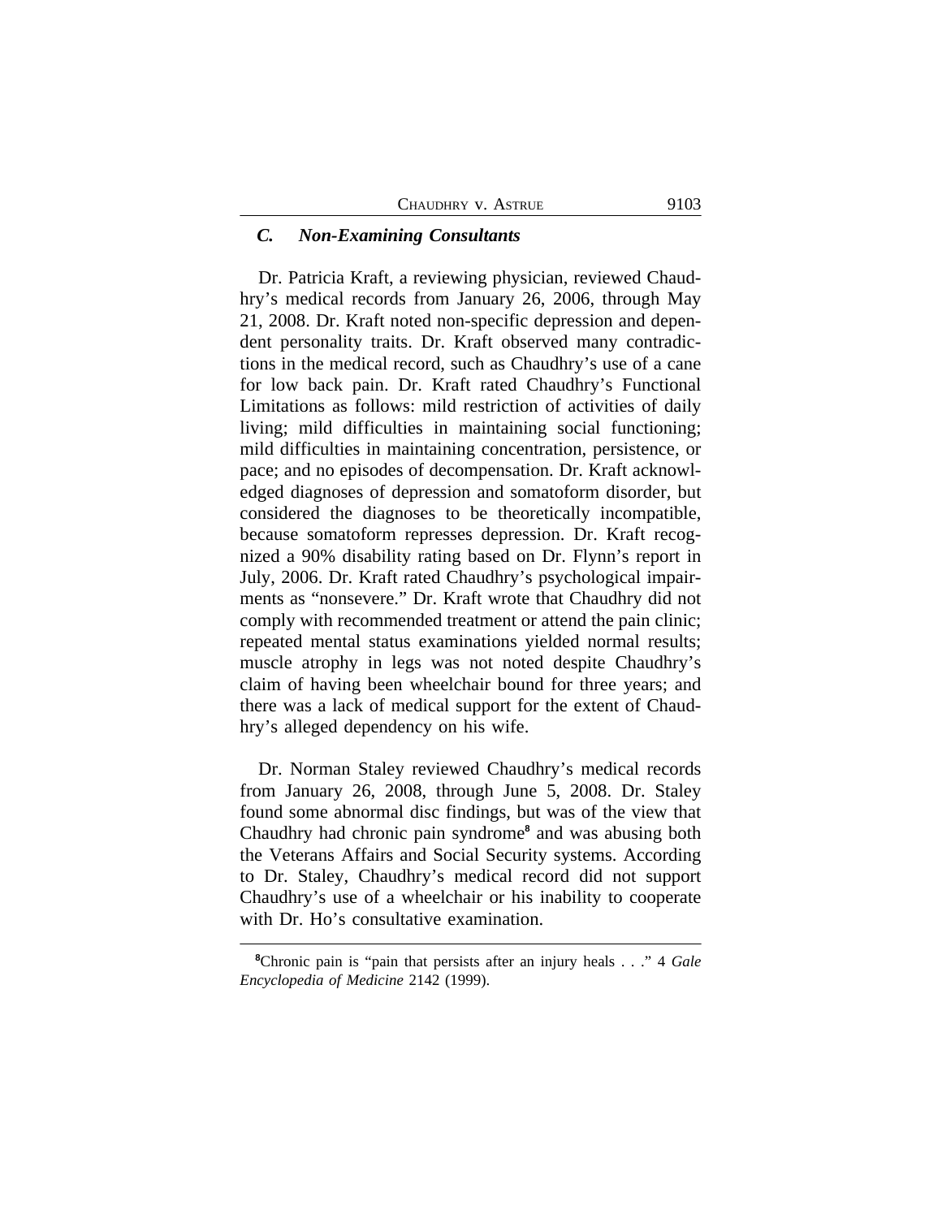### *C. Non-Examining Consultants*

Dr. Patricia Kraft, a reviewing physician, reviewed Chaudhry's medical records from January 26, 2006, through May 21, 2008. Dr. Kraft noted non-specific depression and dependent personality traits. Dr. Kraft observed many contradictions in the medical record, such as Chaudhry's use of a cane for low back pain. Dr. Kraft rated Chaudhry's Functional Limitations as follows: mild restriction of activities of daily living; mild difficulties in maintaining social functioning; mild difficulties in maintaining concentration, persistence, or pace; and no episodes of decompensation. Dr. Kraft acknowledged diagnoses of depression and somatoform disorder, but considered the diagnoses to be theoretically incompatible, because somatoform represses depression. Dr. Kraft recognized a 90% disability rating based on Dr. Flynn's report in July, 2006. Dr. Kraft rated Chaudhry's psychological impairments as "nonsevere." Dr. Kraft wrote that Chaudhry did not comply with recommended treatment or attend the pain clinic; repeated mental status examinations yielded normal results; muscle atrophy in legs was not noted despite Chaudhry's claim of having been wheelchair bound for three years; and there was a lack of medical support for the extent of Chaudhry's alleged dependency on his wife.

Dr. Norman Staley reviewed Chaudhry's medical records from January 26, 2008, through June 5, 2008. Dr. Staley found some abnormal disc findings, but was of the view that Chaudhry had chronic pain syndrome[8] and was abusing both the Veterans Affairs and Social Security systems. According to Dr. Staley, Chaudhry's medical record did not support Chaudhry's use of a wheelchair or his inability to cooperate with Dr. Ho's consultative examination.

---

[8]Chronic pain is "pain that persists after an injury heals . . ." 4 *Gale Encyclopedia of Medicine* 2142 (1999).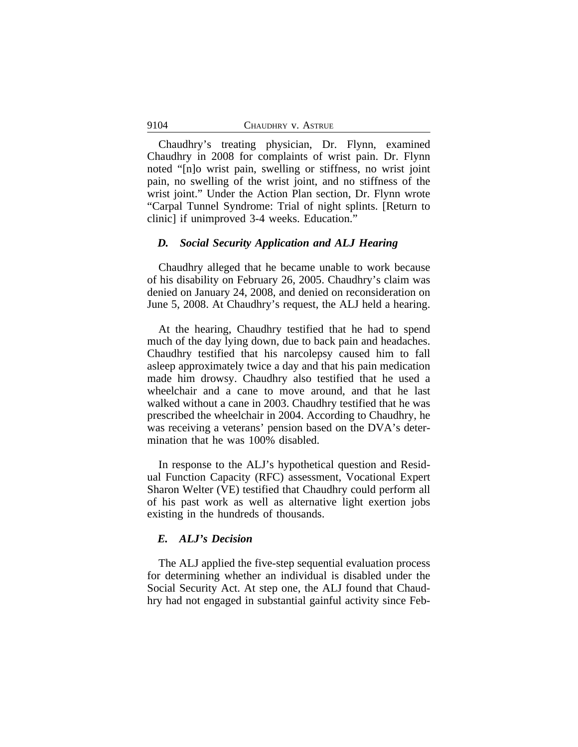Chaudhry's treating physician, Dr. Flynn, examined Chaudhry in 2008 for complaints of wrist pain. Dr. Flynn noted "[n]o wrist pain, swelling or stiffness, no wrist joint pain, no swelling of the wrist joint, and no stiffness of the wrist joint." Under the Action Plan section, Dr. Flynn wrote "Carpal Tunnel Syndrome: Trial of night splints. [Return to clinic] if unimproved 3-4 weeks. Education."

### *D. Social Security Application and ALJ Hearing*

Chaudhry alleged that he became unable to work because of his disability on February 26, 2005. Chaudhry's claim was denied on January 24, 2008, and denied on reconsideration on June 5, 2008. At Chaudhry's request, the ALJ held a hearing.

At the hearing, Chaudhry testified that he had to spend much of the day lying down, due to back pain and headaches. Chaudhry testified that his narcolepsy caused him to fall asleep approximately twice a day and that his pain medication made him drowsy. Chaudhry also testified that he used a wheelchair and a cane to move around, and that he last walked without a cane in 2003. Chaudhry testified that he was prescribed the wheelchair in 2004. According to Chaudhry, he was receiving a veterans' pension based on the DVA's determination that he was 100% disabled.

In response to the ALJ's hypothetical question and Residual Function Capacity (RFC) assessment, Vocational Expert Sharon Welter (VE) testified that Chaudhry could perform all of his past work as well as alternative light exertion jobs existing in the hundreds of thousands.

### *E. ALJ's Decision*

The ALJ applied the five-step sequential evaluation process for determining whether an individual is disabled under the Social Security Act. At step one, the ALJ found that Chaudhry had not engaged in substantial gainful activity since Feb-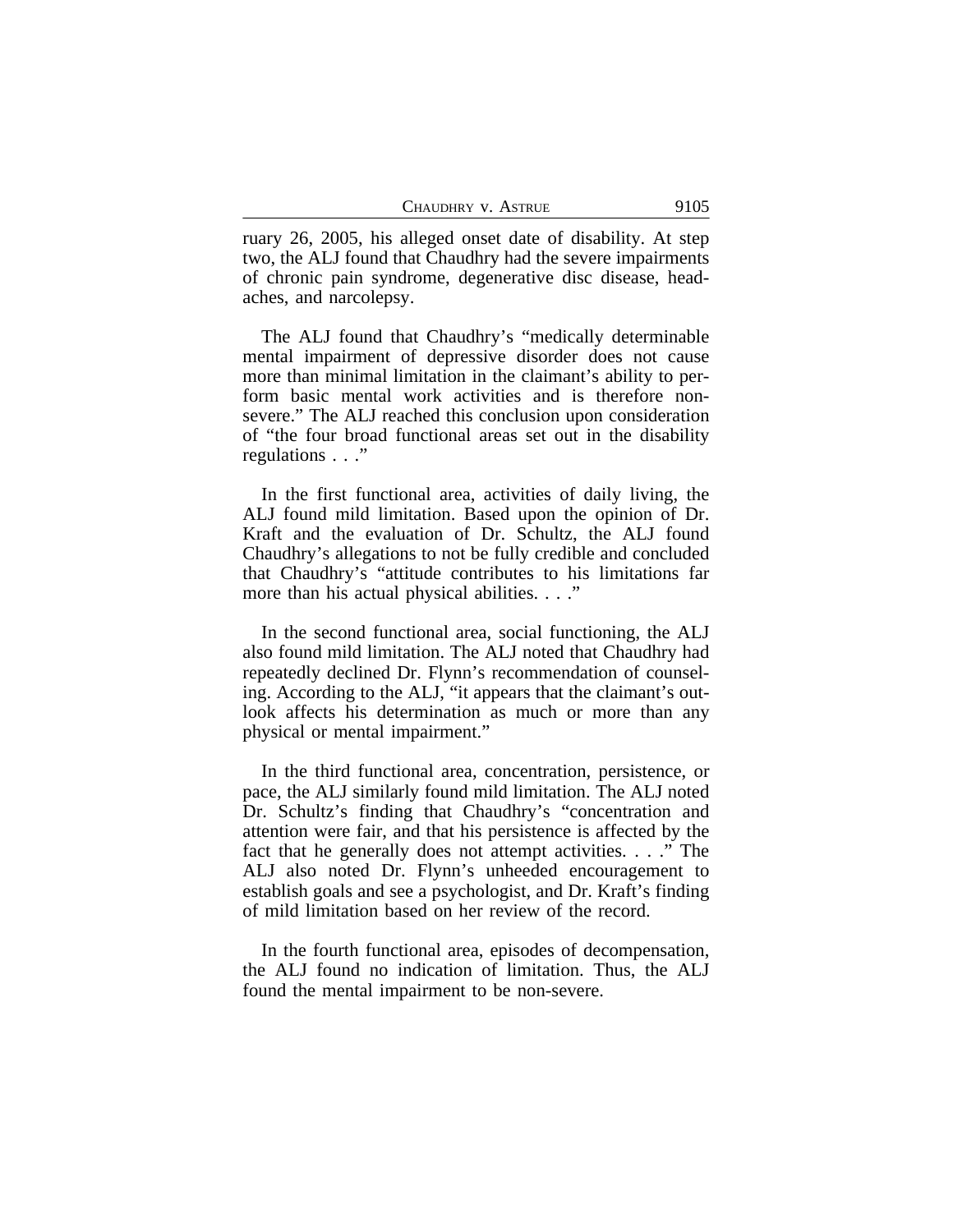ruary 26, 2005, his alleged onset date of disability. At step two, the ALJ found that Chaudhry had the severe impairments of chronic pain syndrome, degenerative disc disease, headaches, and narcolepsy.

The ALJ found that Chaudhry's "medically determinable mental impairment of depressive disorder does not cause more than minimal limitation in the claimant's ability to perform basic mental work activities and is therefore non-severe." The ALJ reached this conclusion upon consideration of "the four broad functional areas set out in the disability regulations . . ."

In the first functional area, activities of daily living, the ALJ found mild limitation. Based upon the opinion of Dr. Kraft and the evaluation of Dr. Schultz, the ALJ found Chaudhry's allegations to not be fully credible and concluded that Chaudhry's "attitude contributes to his limitations far more than his actual physical abilities. . . ."

In the second functional area, social functioning, the ALJ also found mild limitation. The ALJ noted that Chaudhry had repeatedly declined Dr. Flynn's recommendation of counseling. According to the ALJ, "it appears that the claimant's outlook affects his determination as much or more than any physical or mental impairment."

In the third functional area, concentration, persistence, or pace, the ALJ similarly found mild limitation. The ALJ noted Dr. Schultz's finding that Chaudhry's "concentration and attention were fair, and that his persistence is affected by the fact that he generally does not attempt activities. . . ." The ALJ also noted Dr. Flynn's unheeded encouragement to establish goals and see a psychologist, and Dr. Kraft's finding of mild limitation based on her review of the record.

In the fourth functional area, episodes of decompensation, the ALJ found no indication of limitation. Thus, the ALJ found the mental impairment to be non-severe.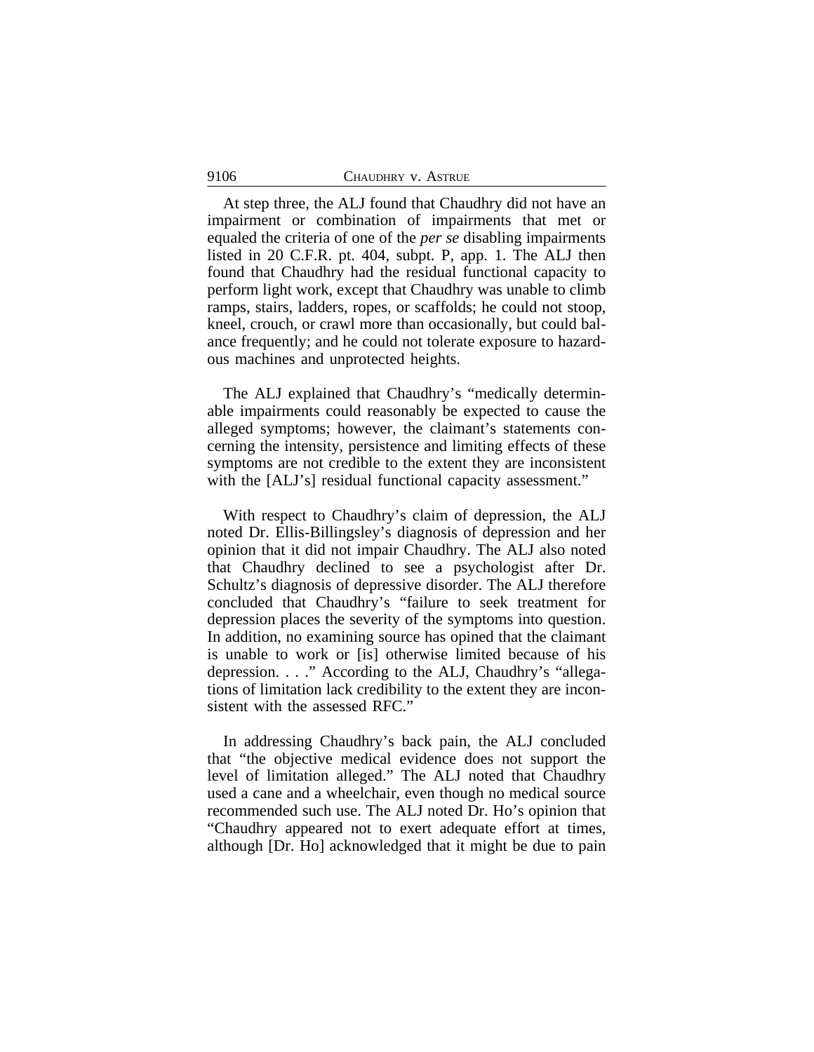At step three, the ALJ found that Chaudhry did not have an impairment or combination of impairments that met or equaled the criteria of one of the *per se* disabling impairments listed in 20 C.F.R. pt. 404, subpt. P, app. 1. The ALJ then found that Chaudhry had the residual functional capacity to perform light work, except that Chaudhry was unable to climb ramps, stairs, ladders, ropes, or scaffolds; he could not stoop, kneel, crouch, or crawl more than occasionally, but could balance frequently; and he could not tolerate exposure to hazardous machines and unprotected heights.

The ALJ explained that Chaudhry's "medically determinable impairments could reasonably be expected to cause the alleged symptoms; however, the claimant's statements concerning the intensity, persistence and limiting effects of these symptoms are not credible to the extent they are inconsistent with the [ALJ's] residual functional capacity assessment."

With respect to Chaudhry's claim of depression, the ALJ noted Dr. Ellis-Billingsley's diagnosis of depression and her opinion that it did not impair Chaudhry. The ALJ also noted that Chaudhry declined to see a psychologist after Dr. Schultz's diagnosis of depressive disorder. The ALJ therefore concluded that Chaudhry's "failure to seek treatment for depression places the severity of the symptoms into question. In addition, no examining source has opined that the claimant is unable to work or [is] otherwise limited because of his depression. . . ." According to the ALJ, Chaudhry's "allegations of limitation lack credibility to the extent they are inconsistent with the assessed RFC."

In addressing Chaudhry's back pain, the ALJ concluded that "the objective medical evidence does not support the level of limitation alleged." The ALJ noted that Chaudhry used a cane and a wheelchair, even though no medical source recommended such use. The ALJ noted Dr. Ho's opinion that "Chaudhry appeared not to exert adequate effort at times, although [Dr. Ho] acknowledged that it might be due to pain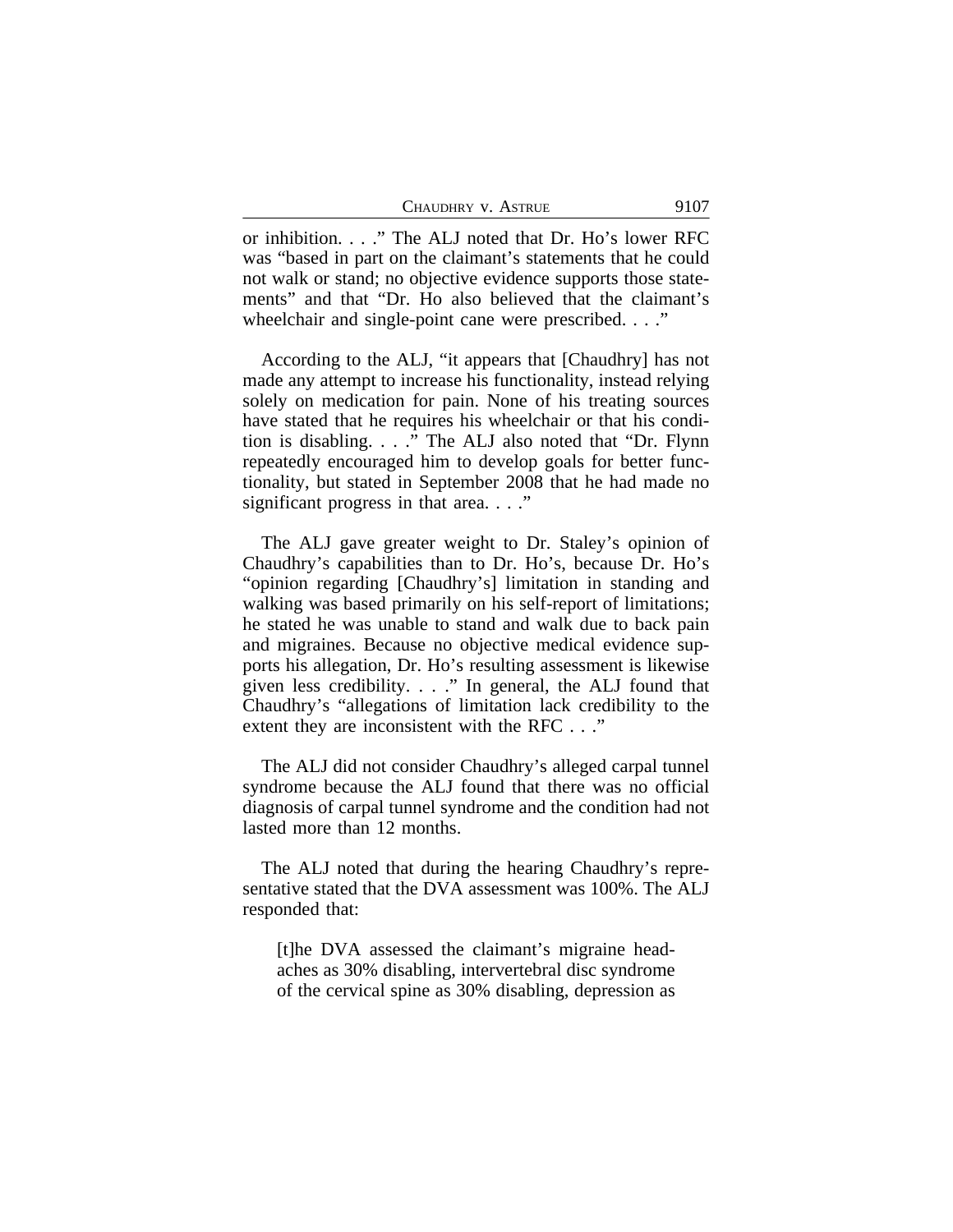or inhibition. . . ." The ALJ noted that Dr. Ho's lower RFC was "based in part on the claimant's statements that he could not walk or stand; no objective evidence supports those statements" and that "Dr. Ho also believed that the claimant's wheelchair and single-point cane were prescribed. . . ."

According to the ALJ, "it appears that [Chaudhry] has not made any attempt to increase his functionality, instead relying solely on medication for pain. None of his treating sources have stated that he requires his wheelchair or that his condition is disabling. . . ." The ALJ also noted that "Dr. Flynn repeatedly encouraged him to develop goals for better functionality, but stated in September 2008 that he had made no significant progress in that area. . . ."

The ALJ gave greater weight to Dr. Staley's opinion of Chaudhry's capabilities than to Dr. Ho's, because Dr. Ho's "opinion regarding [Chaudhry's] limitation in standing and walking was based primarily on his self-report of limitations; he stated he was unable to stand and walk due to back pain and migraines. Because no objective medical evidence supports his allegation, Dr. Ho's resulting assessment is likewise given less credibility. . . ." In general, the ALJ found that Chaudhry's "allegations of limitation lack credibility to the extent they are inconsistent with the RFC . . ."

The ALJ did not consider Chaudhry's alleged carpal tunnel syndrome because the ALJ found that there was no official diagnosis of carpal tunnel syndrome and the condition had not lasted more than 12 months.

The ALJ noted that during the hearing Chaudhry's representative stated that the DVA assessment was 100%. The ALJ responded that:

> [t]he DVA assessed the claimant's migraine headaches as 30% disabling, intervertebral disc syndrome of the cervical spine as 30% disabling, depression as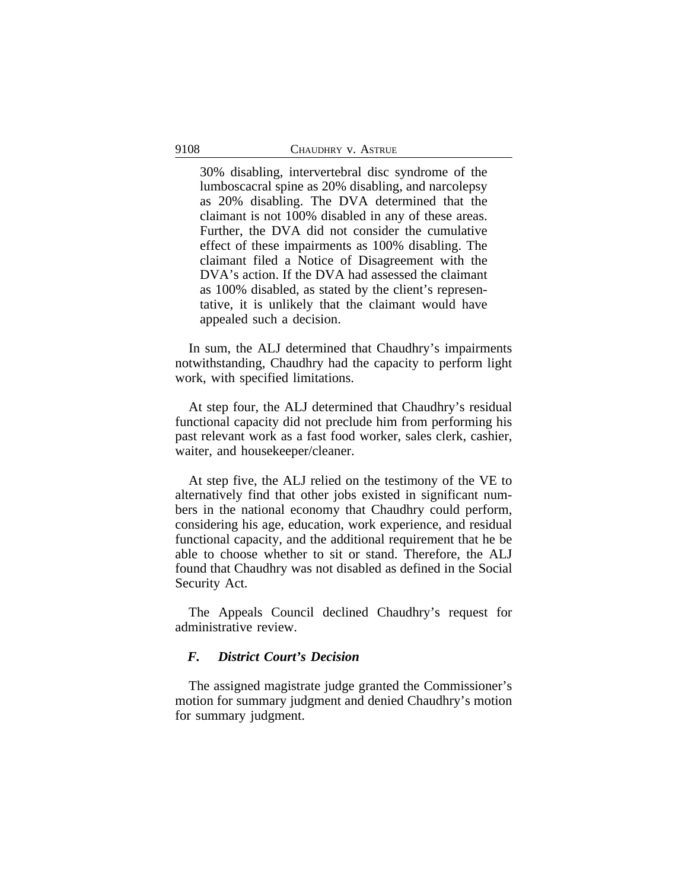> 30% disabling, intervertebral disc syndrome of the lumboscacral spine as 20% disabling, and narcolepsy as 20% disabling. The DVA determined that the claimant is not 100% disabled in any of these areas. Further, the DVA did not consider the cumulative effect of these impairments as 100% disabling. The claimant filed a Notice of Disagreement with the DVA's action. If the DVA had assessed the claimant as 100% disabled, as stated by the client's representative, it is unlikely that the claimant would have appealed such a decision.

In sum, the ALJ determined that Chaudhry's impairments notwithstanding, Chaudhry had the capacity to perform light work, with specified limitations.

At step four, the ALJ determined that Chaudhry's residual functional capacity did not preclude him from performing his past relevant work as a fast food worker, sales clerk, cashier, waiter, and housekeeper/cleaner.

At step five, the ALJ relied on the testimony of the VE to alternatively find that other jobs existed in significant numbers in the national economy that Chaudhry could perform, considering his age, education, work experience, and residual functional capacity, and the additional requirement that he be able to choose whether to sit or stand. Therefore, the ALJ found that Chaudhry was not disabled as defined in the Social Security Act.

The Appeals Council declined Chaudhry's request for administrative review.

### *F. District Court's Decision*

The assigned magistrate judge granted the Commissioner's motion for summary judgment and denied Chaudhry's motion for summary judgment.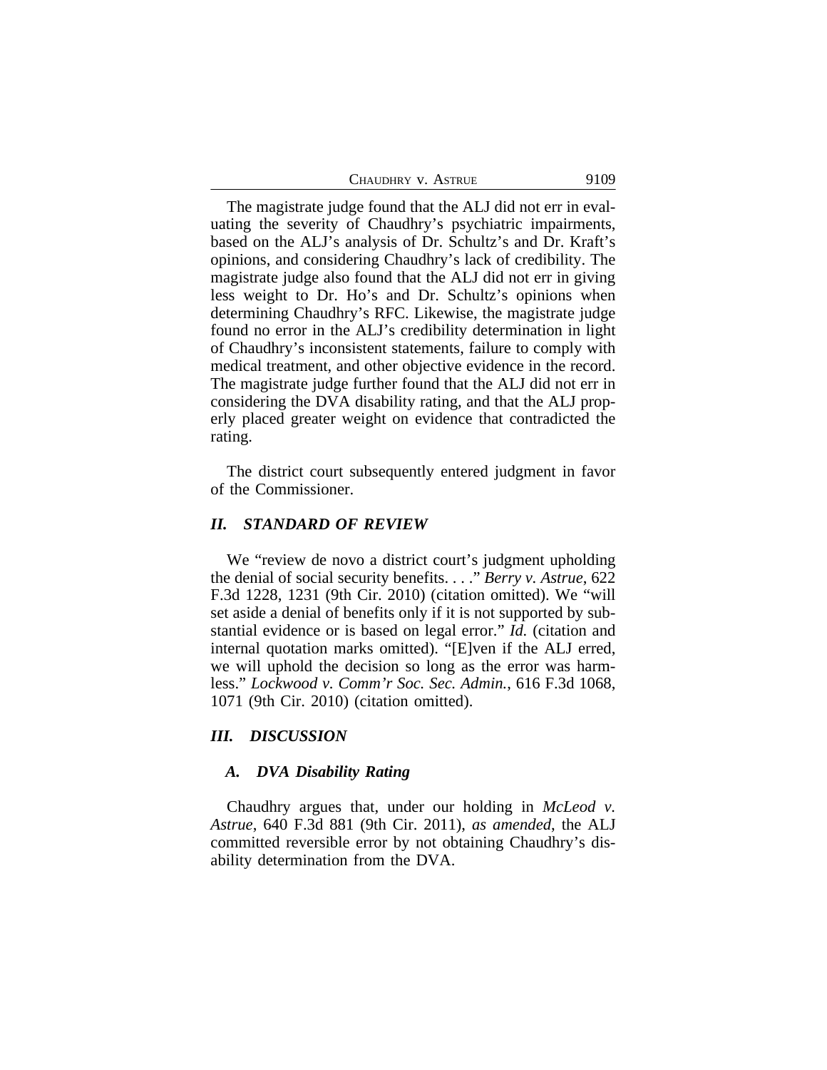The magistrate judge found that the ALJ did not err in evaluating the severity of Chaudhry's psychiatric impairments, based on the ALJ's analysis of Dr. Schultz's and Dr. Kraft's opinions, and considering Chaudhry's lack of credibility. The magistrate judge also found that the ALJ did not err in giving less weight to Dr. Ho's and Dr. Schultz's opinions when determining Chaudhry's RFC. Likewise, the magistrate judge found no error in the ALJ's credibility determination in light of Chaudhry's inconsistent statements, failure to comply with medical treatment, and other objective evidence in the record. The magistrate judge further found that the ALJ did not err in considering the DVA disability rating, and that the ALJ properly placed greater weight on evidence that contradicted the rating.

The district court subsequently entered judgment in favor of the Commissioner.

## *II. STANDARD OF REVIEW*

We "review de novo a district court's judgment upholding the denial of social security benefits. . . ." *Berry v. Astrue*, 622 F.3d 1228, 1231 (9th Cir. 2010) (citation omitted). We "will set aside a denial of benefits only if it is not supported by substantial evidence or is based on legal error." *Id.* (citation and internal quotation marks omitted). "[E]ven if the ALJ erred, we will uphold the decision so long as the error was harmless." *Lockwood v. Comm'r Soc. Sec. Admin.*, 616 F.3d 1068, 1071 (9th Cir. 2010) (citation omitted).

## *III. DISCUSSION*

### *A. DVA Disability Rating*

Chaudhry argues that, under our holding in *McLeod v. Astrue*, 640 F.3d 881 (9th Cir. 2011), *as amended*, the ALJ committed reversible error by not obtaining Chaudhry's disability determination from the DVA.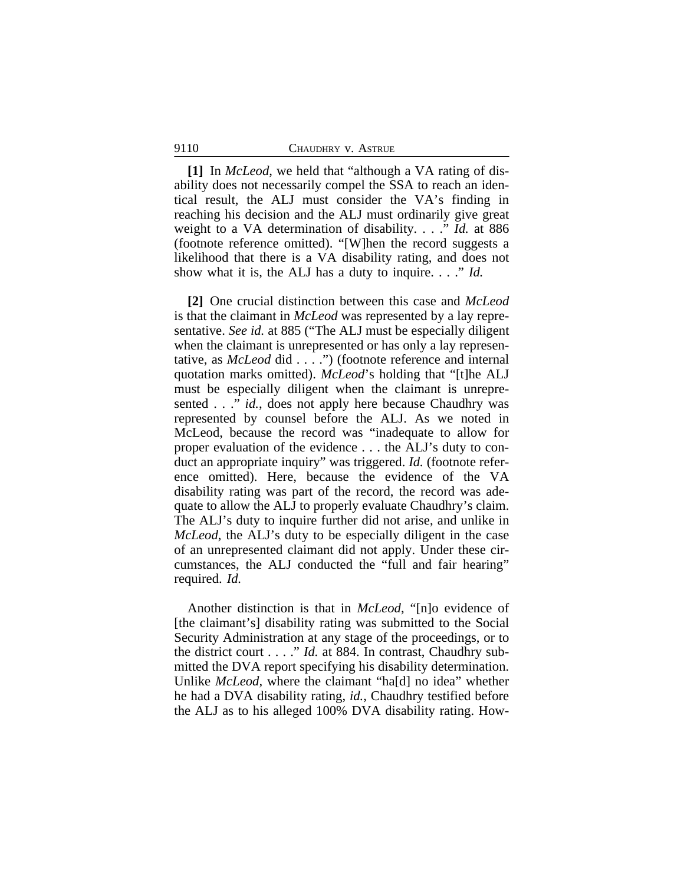**[1]** In *McLeod*, we held that "although a VA rating of disability does not necessarily compel the SSA to reach an identical result, the ALJ must consider the VA's finding in reaching his decision and the ALJ must ordinarily give great weight to a VA determination of disability. . . ." *Id.* at 886 (footnote reference omitted). "[W]hen the record suggests a likelihood that there is a VA disability rating, and does not show what it is, the ALJ has a duty to inquire. . . ." *Id.*

**[2]** One crucial distinction between this case and *McLeod* is that the claimant in *McLeod* was represented by a lay representative. *See id.* at 885 ("The ALJ must be especially diligent when the claimant is unrepresented or has only a lay representative, as *McLeod* did . . . .") (footnote reference and internal quotation marks omitted). *McLeod*'s holding that "[t]he ALJ must be especially diligent when the claimant is unrepresented . . ." *id.*, does not apply here because Chaudhry was represented by counsel before the ALJ. As we noted in McLeod, because the record was "inadequate to allow for proper evaluation of the evidence . . . the ALJ's duty to conduct an appropriate inquiry" was triggered. *Id.* (footnote reference omitted). Here, because the evidence of the VA disability rating was part of the record, the record was adequate to allow the ALJ to properly evaluate Chaudhry's claim. The ALJ's duty to inquire further did not arise, and unlike in *McLeod*, the ALJ's duty to be especially diligent in the case of an unrepresented claimant did not apply. Under these circumstances, the ALJ conducted the "full and fair hearing" required. *Id.*

Another distinction is that in *McLeod*, "[n]o evidence of [the claimant's] disability rating was submitted to the Social Security Administration at any stage of the proceedings, or to the district court . . . ." *Id.* at 884. In contrast, Chaudhry submitted the DVA report specifying his disability determination. Unlike *McLeod*, where the claimant "ha[d] no idea" whether he had a DVA disability rating, *id.*, Chaudhry testified before the ALJ as to his alleged 100% DVA disability rating. How-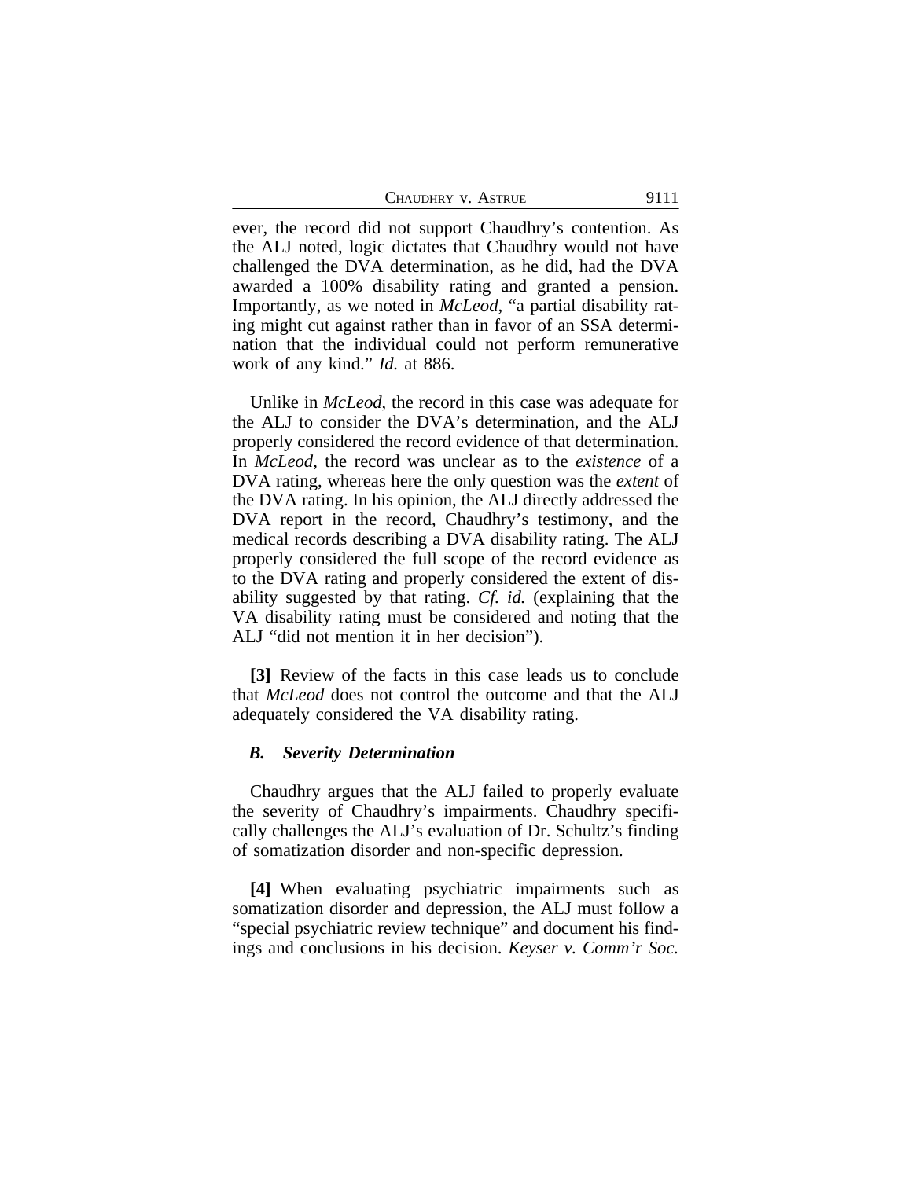ever, the record did not support Chaudhry's contention. As the ALJ noted, logic dictates that Chaudhry would not have challenged the DVA determination, as he did, had the DVA awarded a 100% disability rating and granted a pension. Importantly, as we noted in *McLeod*, "a partial disability rating might cut against rather than in favor of an SSA determination that the individual could not perform remunerative work of any kind." *Id.* at 886.

Unlike in *McLeod*, the record in this case was adequate for the ALJ to consider the DVA's determination, and the ALJ properly considered the record evidence of that determination. In *McLeod*, the record was unclear as to the *existence* of a DVA rating, whereas here the only question was the *extent* of the DVA rating. In his opinion, the ALJ directly addressed the DVA report in the record, Chaudhry's testimony, and the medical records describing a DVA disability rating. The ALJ properly considered the full scope of the record evidence as to the DVA rating and properly considered the extent of disability suggested by that rating. *Cf. id.* (explaining that the VA disability rating must be considered and noting that the ALJ "did not mention it in her decision").

**[3]** Review of the facts in this case leads us to conclude that *McLeod* does not control the outcome and that the ALJ adequately considered the VA disability rating.

### *B. Severity Determination*

Chaudhry argues that the ALJ failed to properly evaluate the severity of Chaudhry's impairments. Chaudhry specifically challenges the ALJ's evaluation of Dr. Schultz's finding of somatization disorder and non-specific depression.

**[4]** When evaluating psychiatric impairments such as somatization disorder and depression, the ALJ must follow a "special psychiatric review technique" and document his findings and conclusions in his decision. *Keyser v. Comm'r Soc.*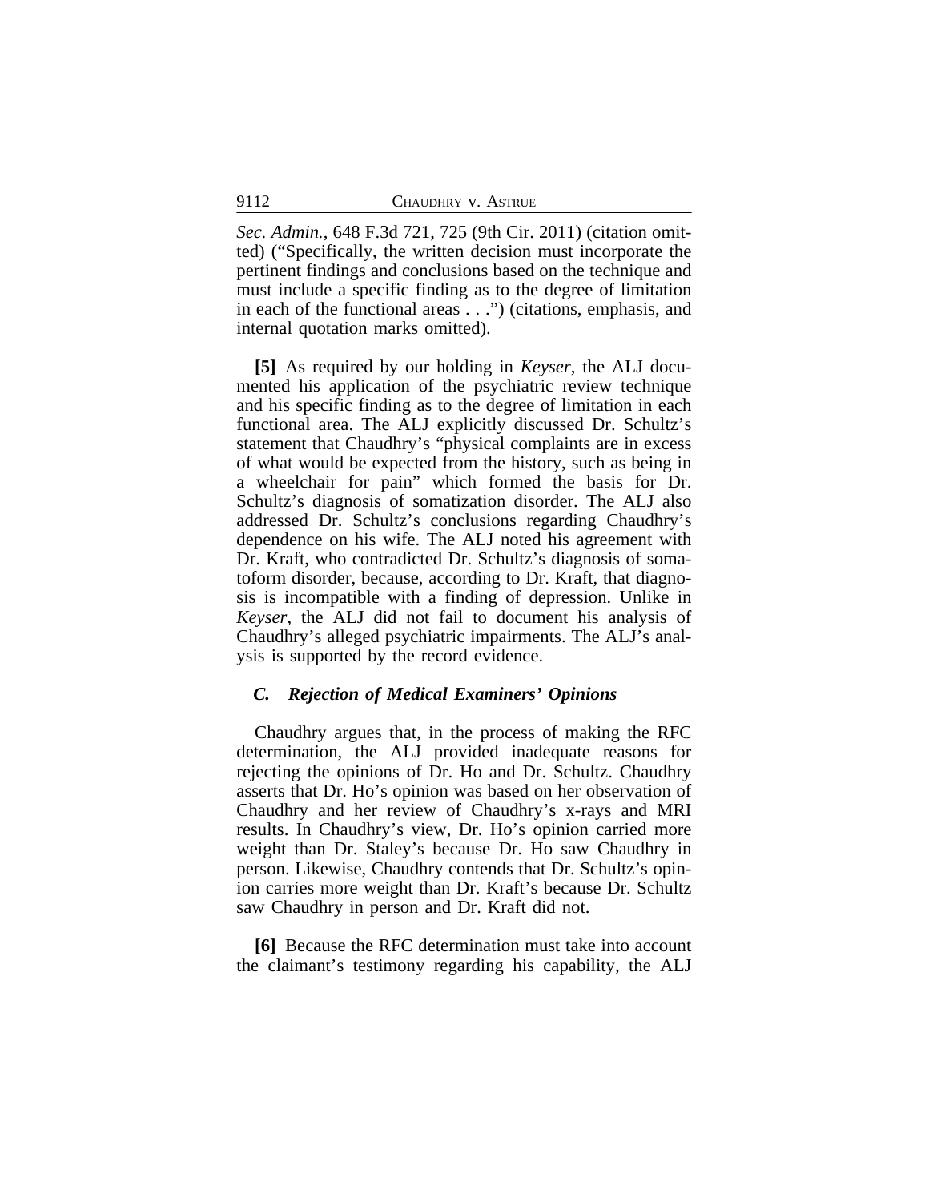*Sec. Admin.*, 648 F.3d 721, 725 (9th Cir. 2011) (citation omitted) ("Specifically, the written decision must incorporate the pertinent findings and conclusions based on the technique and must include a specific finding as to the degree of limitation in each of the functional areas . . .") (citations, emphasis, and internal quotation marks omitted).

**[5]** As required by our holding in *Keyser*, the ALJ documented his application of the psychiatric review technique and his specific finding as to the degree of limitation in each functional area. The ALJ explicitly discussed Dr. Schultz's statement that Chaudhry's "physical complaints are in excess of what would be expected from the history, such as being in a wheelchair for pain" which formed the basis for Dr. Schultz's diagnosis of somatization disorder. The ALJ also addressed Dr. Schultz's conclusions regarding Chaudhry's dependence on his wife. The ALJ noted his agreement with Dr. Kraft, who contradicted Dr. Schultz's diagnosis of somatoform disorder, because, according to Dr. Kraft, that diagnosis is incompatible with a finding of depression. Unlike in *Keyser*, the ALJ did not fail to document his analysis of Chaudhry's alleged psychiatric impairments. The ALJ's analysis is supported by the record evidence.

### *C. Rejection of Medical Examiners' Opinions*

Chaudhry argues that, in the process of making the RFC determination, the ALJ provided inadequate reasons for rejecting the opinions of Dr. Ho and Dr. Schultz. Chaudhry asserts that Dr. Ho's opinion was based on her observation of Chaudhry and her review of Chaudhry's x-rays and MRI results. In Chaudhry's view, Dr. Ho's opinion carried more weight than Dr. Staley's because Dr. Ho saw Chaudhry in person. Likewise, Chaudhry contends that Dr. Schultz's opinion carries more weight than Dr. Kraft's because Dr. Schultz saw Chaudhry in person and Dr. Kraft did not.

**[6]** Because the RFC determination must take into account the claimant's testimony regarding his capability, the ALJ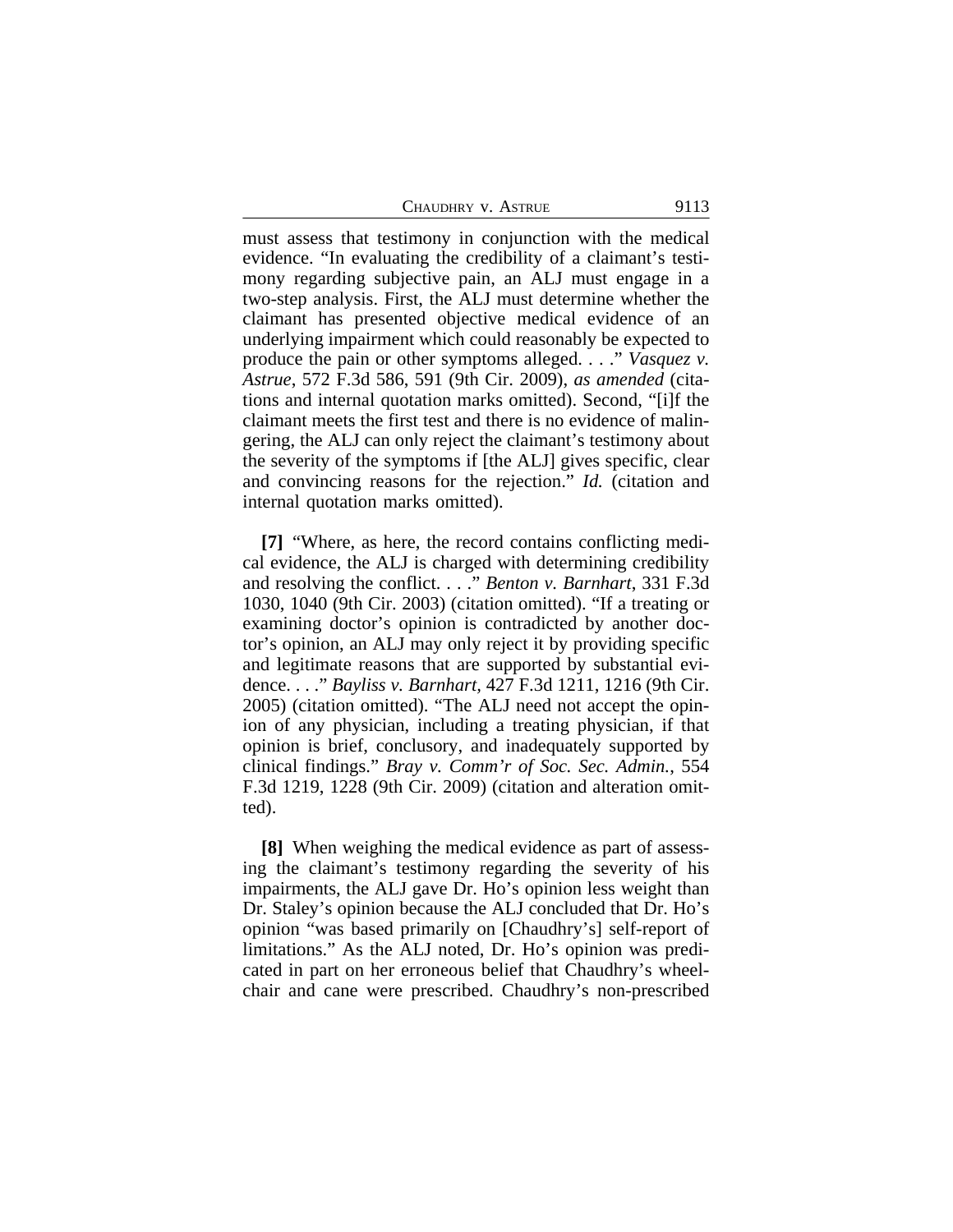must assess that testimony in conjunction with the medical evidence. "In evaluating the credibility of a claimant's testimony regarding subjective pain, an ALJ must engage in a two-step analysis. First, the ALJ must determine whether the claimant has presented objective medical evidence of an underlying impairment which could reasonably be expected to produce the pain or other symptoms alleged. . . ." *Vasquez v. Astrue*, 572 F.3d 586, 591 (9th Cir. 2009), *as amended* (citations and internal quotation marks omitted). Second, "[i]f the claimant meets the first test and there is no evidence of malingering, the ALJ can only reject the claimant's testimony about the severity of the symptoms if [the ALJ] gives specific, clear and convincing reasons for the rejection." *Id.* (citation and internal quotation marks omitted).

**[7]** "Where, as here, the record contains conflicting medical evidence, the ALJ is charged with determining credibility and resolving the conflict. . . ." *Benton v. Barnhart*, 331 F.3d 1030, 1040 (9th Cir. 2003) (citation omitted). "If a treating or examining doctor's opinion is contradicted by another doctor's opinion, an ALJ may only reject it by providing specific and legitimate reasons that are supported by substantial evidence. . . ." *Bayliss v. Barnhart*, 427 F.3d 1211, 1216 (9th Cir. 2005) (citation omitted). "The ALJ need not accept the opinion of any physician, including a treating physician, if that opinion is brief, conclusory, and inadequately supported by clinical findings." *Bray v. Comm'r of Soc. Sec. Admin.*, 554 F.3d 1219, 1228 (9th Cir. 2009) (citation and alteration omitted).

**[8]** When weighing the medical evidence as part of assessing the claimant's testimony regarding the severity of his impairments, the ALJ gave Dr. Ho's opinion less weight than Dr. Staley's opinion because the ALJ concluded that Dr. Ho's opinion "was based primarily on [Chaudhry's] self-report of limitations." As the ALJ noted, Dr. Ho's opinion was predicated in part on her erroneous belief that Chaudhry's wheelchair and cane were prescribed. Chaudhry's non-prescribed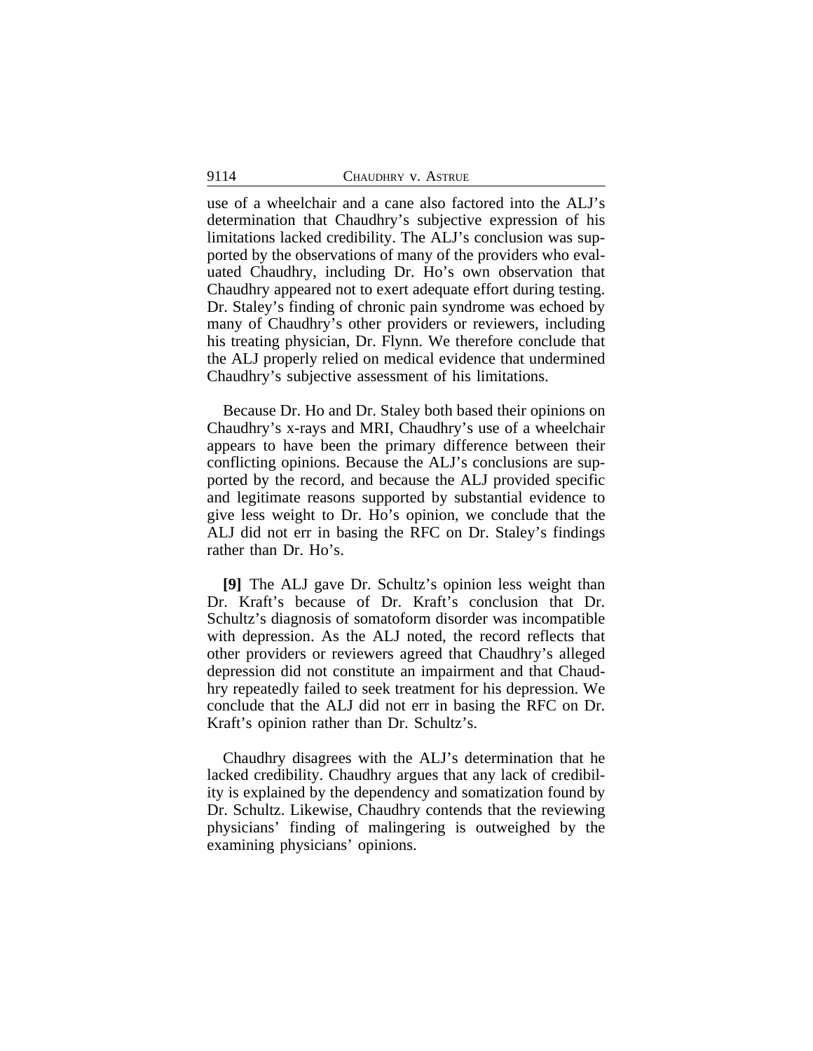use of a wheelchair and a cane also factored into the ALJ's determination that Chaudhry's subjective expression of his limitations lacked credibility. The ALJ's conclusion was supported by the observations of many of the providers who evaluated Chaudhry, including Dr. Ho's own observation that Chaudhry appeared not to exert adequate effort during testing. Dr. Staley's finding of chronic pain syndrome was echoed by many of Chaudhry's other providers or reviewers, including his treating physician, Dr. Flynn. We therefore conclude that the ALJ properly relied on medical evidence that undermined Chaudhry's subjective assessment of his limitations.

Because Dr. Ho and Dr. Staley both based their opinions on Chaudhry's x-rays and MRI, Chaudhry's use of a wheelchair appears to have been the primary difference between their conflicting opinions. Because the ALJ's conclusions are supported by the record, and because the ALJ provided specific and legitimate reasons supported by substantial evidence to give less weight to Dr. Ho's opinion, we conclude that the ALJ did not err in basing the RFC on Dr. Staley's findings rather than Dr. Ho's.

**[9]** The ALJ gave Dr. Schultz's opinion less weight than Dr. Kraft's because of Dr. Kraft's conclusion that Dr. Schultz's diagnosis of somatoform disorder was incompatible with depression. As the ALJ noted, the record reflects that other providers or reviewers agreed that Chaudhry's alleged depression did not constitute an impairment and that Chaudhry repeatedly failed to seek treatment for his depression. We conclude that the ALJ did not err in basing the RFC on Dr. Kraft's opinion rather than Dr. Schultz's.

Chaudhry disagrees with the ALJ's determination that he lacked credibility. Chaudhry argues that any lack of credibility is explained by the dependency and somatization found by Dr. Schultz. Likewise, Chaudhry contends that the reviewing physicians' finding of malingering is outweighed by the examining physicians' opinions.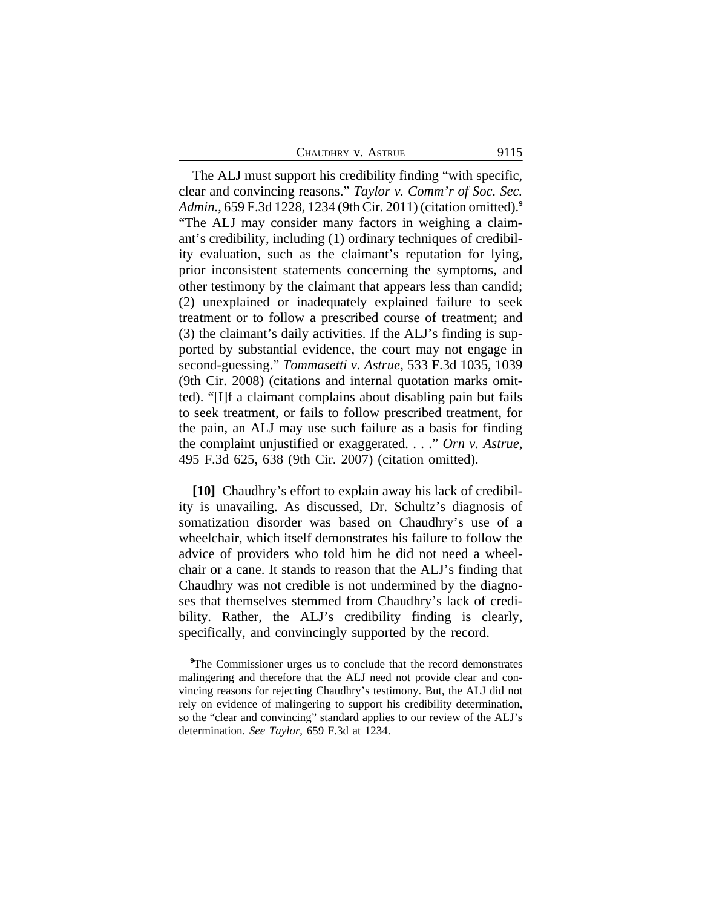The ALJ must support his credibility finding "with specific, clear and convincing reasons." *Taylor v. Comm'r of Soc. Sec. Admin.*, 659 F.3d 1228, 1234 (9th Cir. 2011) (citation omitted).[9] "The ALJ may consider many factors in weighing a claimant's credibility, including (1) ordinary techniques of credibility evaluation, such as the claimant's reputation for lying, prior inconsistent statements concerning the symptoms, and other testimony by the claimant that appears less than candid; (2) unexplained or inadequately explained failure to seek treatment or to follow a prescribed course of treatment; and (3) the claimant's daily activities. If the ALJ's finding is supported by substantial evidence, the court may not engage in second-guessing." *Tommasetti v. Astrue*, 533 F.3d 1035, 1039 (9th Cir. 2008) (citations and internal quotation marks omitted). "[I]f a claimant complains about disabling pain but fails to seek treatment, or fails to follow prescribed treatment, for the pain, an ALJ may use such failure as a basis for finding the complaint unjustified or exaggerated. . . ." *Orn v. Astrue*, 495 F.3d 625, 638 (9th Cir. 2007) (citation omitted).

**[10]** Chaudhry's effort to explain away his lack of credibility is unavailing. As discussed, Dr. Schultz's diagnosis of somatization disorder was based on Chaudhry's use of a wheelchair, which itself demonstrates his failure to follow the advice of providers who told him he did not need a wheelchair or a cane. It stands to reason that the ALJ's finding that Chaudhry was not credible is not undermined by the diagnoses that themselves stemmed from Chaudhry's lack of credibility. Rather, the ALJ's credibility finding is clearly, specifically, and convincingly supported by the record.

---

[9]The Commissioner urges us to conclude that the record demonstrates malingering and therefore that the ALJ need not provide clear and convincing reasons for rejecting Chaudhry's testimony. But, the ALJ did not rely on evidence of malingering to support his credibility determination, so the "clear and convincing" standard applies to our review of the ALJ's determination. *See Taylor*, 659 F.3d at 1234.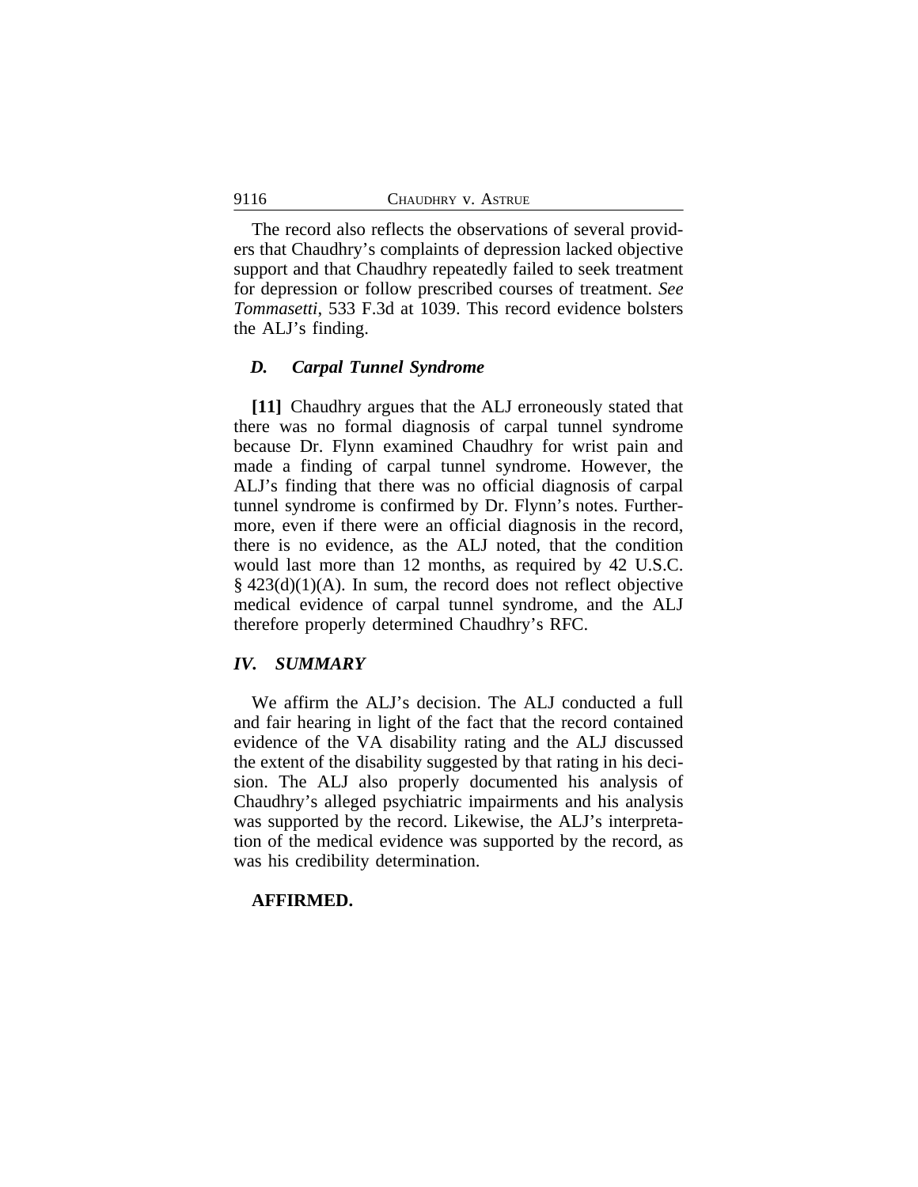The record also reflects the observations of several providers that Chaudhry's complaints of depression lacked objective support and that Chaudhry repeatedly failed to seek treatment for depression or follow prescribed courses of treatment. *See Tommasetti*, 533 F.3d at 1039. This record evidence bolsters the ALJ's finding.

### *D. Carpal Tunnel Syndrome*

**[11]** Chaudhry argues that the ALJ erroneously stated that there was no formal diagnosis of carpal tunnel syndrome because Dr. Flynn examined Chaudhry for wrist pain and made a finding of carpal tunnel syndrome. However, the ALJ's finding that there was no official diagnosis of carpal tunnel syndrome is confirmed by Dr. Flynn's notes. Furthermore, even if there were an official diagnosis in the record, there is no evidence, as the ALJ noted, that the condition would last more than 12 months, as required by 42 U.S.C. § 423(d)(1)(A). In sum, the record does not reflect objective medical evidence of carpal tunnel syndrome, and the ALJ therefore properly determined Chaudhry's RFC.

## *IV. SUMMARY*

We affirm the ALJ's decision. The ALJ conducted a full and fair hearing in light of the fact that the record contained evidence of the VA disability rating and the ALJ discussed the extent of the disability suggested by that rating in his decision. The ALJ also properly documented his analysis of Chaudhry's alleged psychiatric impairments and his analysis was supported by the record. Likewise, the ALJ's interpretation of the medical evidence was supported by the record, as was his credibility determination.

**AFFIRMED.**